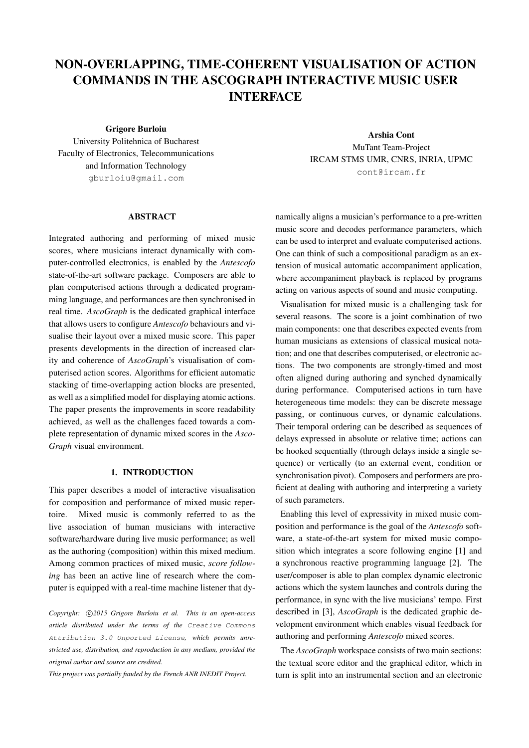# NON-OVERLAPPING, TIME-COHERENT VISUALISATION OF ACTION COMMANDS IN THE ASCOGRAPH INTERACTIVE MUSIC USER INTERFACE

**Grigore Burloiu**
University Politehnica of Bucharest
Faculty of Electronics, Telecommunications and Information Technology
gburloiu@gmail.com

**Arshia Cont**
MuTant Team-Project
IRCAM STMS UMR, CNRS, INRIA, UPMC
cont@ircam.fr

## ABSTRACT

Integrated authoring and performing of mixed music scores, where musicians interact dynamically with computer-controlled electronics, is enabled by the *Antescofo* state-of-the-art software package. Composers are able to plan computerised actions through a dedicated programming language, and performances are then synchronised in real time. *AscoGraph* is the dedicated graphical interface that allows users to configure *Antescofo* behaviours and visualise their layout over a mixed music score. This paper presents developments in the direction of increased clarity and coherence of *AscoGraph*'s visualisation of computerised action scores. Algorithms for efficient automatic stacking of time-overlapping action blocks are presented, as well as a simplified model for displaying atomic actions. The paper presents the improvements in score readability achieved, as well as the challenges faced towards a complete representation of dynamic mixed scores in the *AscoGraph* visual environment.

## 1. INTRODUCTION

This paper describes a model of interactive visualisation for composition and performance of mixed music repertoire. Mixed music is commonly referred to as the live association of human musicians with interactive software/hardware during live music performance; as well as the authoring (composition) within this mixed medium. Among common practices of mixed music, *score following* has been an active line of research where the computer is equipped with a real-time machine listener that dynamically aligns a musician's performance to a pre-written music score and decodes performance parameters, which can be used to interpret and evaluate computerised actions. One can think of such a compositional paradigm as an extension of musical automatic accompaniment application, where accompaniment playback is replaced by programs acting on various aspects of sound and music computing.

Visualisation for mixed music is a challenging task for several reasons. The score is a joint combination of two main components: one that describes expected events from human musicians as extensions of classical musical notation; and one that describes computerised, or electronic actions. The two components are strongly-timed and most often aligned during authoring and synched dynamically during performance. Computerised actions in turn have heterogeneous time models: they can be discrete message passing, or continuous curves, or dynamic calculations. Their temporal ordering can be described as sequences of delays expressed in absolute or relative time; actions can be hooked sequentially (through delays inside a single sequence) or vertically (to an external event, condition or synchronisation pivot). Composers and performers are proficient at dealing with authoring and interpreting a variety of such parameters.

Enabling this level of expressivity in mixed music composition and performance is the goal of the *Antescofo* software, a state-of-the-art system for mixed music composition which integrates a score following engine [1] and a synchronous reactive programming language [2]. The user/composer is able to plan complex dynamic electronic actions which the system launches and controls during the performance, in sync with the live musicians' tempo. First described in [3], *AscoGraph* is the dedicated graphic development environment which enables visual feedback for authoring and performing *Antescofo* mixed scores.

The *AscoGraph* workspace consists of two main sections: the textual score editor and the graphical editor, which in turn is split into an instrumental section and an electronic

*Copyright: ©2015 Grigore Burloiu et al. This is an open-access article distributed under the terms of the Creative Commons Attribution 3.0 Unported License, which permits unrestricted use, distribution, and reproduction in any medium, provided the original author and source are credited.*

*This project was partially funded by the French ANR INEDIT Project.*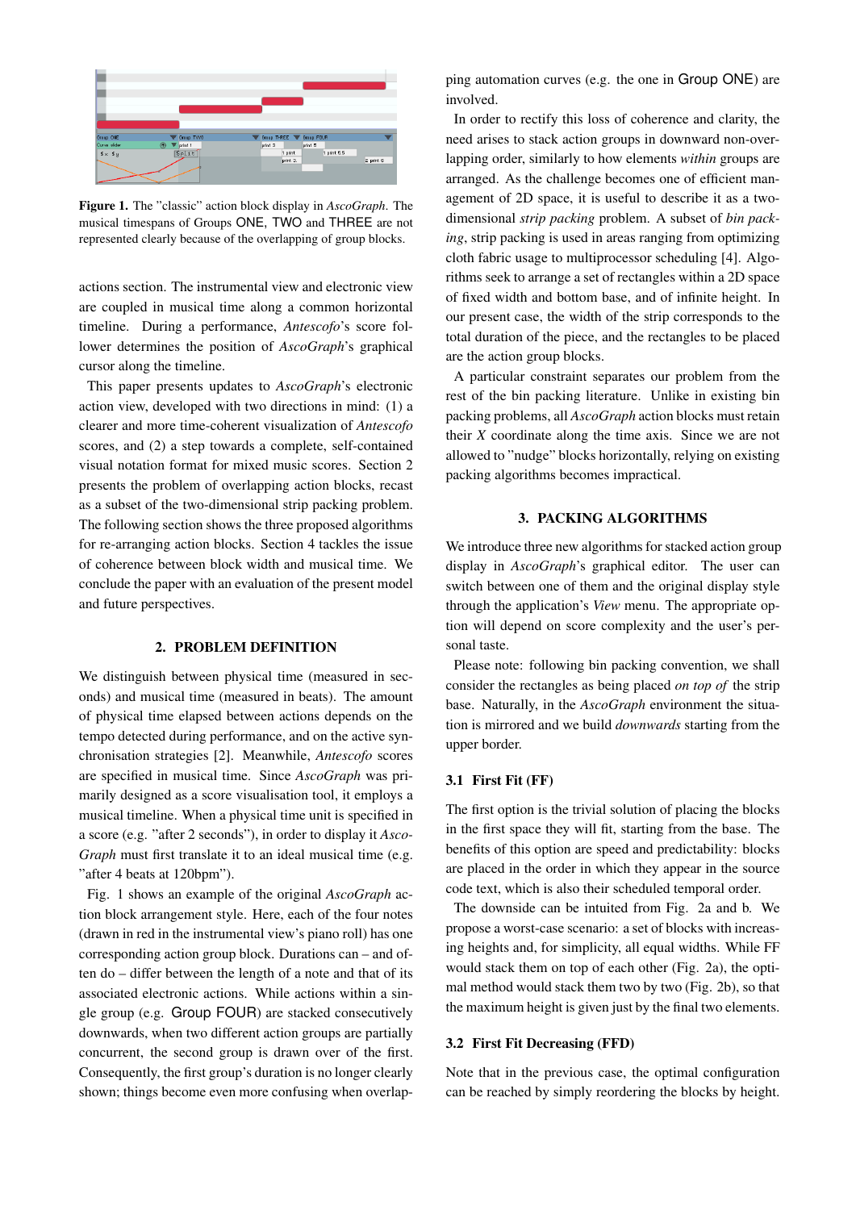**Figure 1.** The "classic" action block display in *AscoGraph*. The musical timespans of Groups ONE, TWO and THREE are not represented clearly because of the overlapping of group blocks.

actions section. The instrumental view and electronic view are coupled in musical time along a common horizontal timeline. During a performance, *Antescofo*'s score follower determines the position of *AscoGraph*'s graphical cursor along the timeline.

This paper presents updates to *AscoGraph*'s electronic action view, developed with two directions in mind: (1) a clearer and more time-coherent visualization of *Antescofo* scores, and (2) a step towards a complete, self-contained visual notation format for mixed music scores. Section 2 presents the problem of overlapping action blocks, recast as a subset of the two-dimensional strip packing problem. The following section shows the three proposed algorithms for re-arranging action blocks. Section 4 tackles the issue of coherence between block width and musical time. We conclude the paper with an evaluation of the present model and future perspectives.

## 2. PROBLEM DEFINITION

We distinguish between physical time (measured in seconds) and musical time (measured in beats). The amount of physical time elapsed between actions depends on the tempo detected during performance, and on the active synchronisation strategies [2]. Meanwhile, *Antescofo* scores are specified in musical time. Since *AscoGraph* was primarily designed as a score visualisation tool, it employs a musical timeline. When a physical time unit is specified in a score (e.g. "after 2 seconds"), in order to display it *AscoGraph* must first translate it to an ideal musical time (e.g. "after 4 beats at 120bpm").

Fig. 1 shows an example of the original *AscoGraph* action block arrangement style. Here, each of the four notes (drawn in red in the instrumental view's piano roll) has one corresponding action group block. Durations can – and often do – differ between the length of a note and that of its associated electronic actions. While actions within a single group (e.g. Group FOUR) are stacked consecutively downwards, when two different action groups are partially concurrent, the second group is drawn over of the first. Consequently, the first group's duration is no longer clearly shown; things become even more confusing when overlapping automation curves (e.g. the one in Group ONE) are involved.

In order to rectify this loss of coherence and clarity, the need arises to stack action groups in downward non-overlapping order, similarly to how elements *within* groups are arranged. As the challenge becomes one of efficient management of 2D space, it is useful to describe it as a two-dimensional *strip packing* problem. A subset of *bin packing*, strip packing is used in areas ranging from optimizing cloth fabric usage to multiprocessor scheduling [4]. Algorithms seek to arrange a set of rectangles within a 2D space of fixed width and bottom base, and of infinite height. In our present case, the width of the strip corresponds to the total duration of the piece, and the rectangles to be placed are the action group blocks.

A particular constraint separates our problem from the rest of the bin packing literature. Unlike in existing bin packing problems, all *AscoGraph* action blocks must retain their *X* coordinate along the time axis. Since we are not allowed to "nudge" blocks horizontally, relying on existing packing algorithms becomes impractical.

## 3. PACKING ALGORITHMS

We introduce three new algorithms for stacked action group display in *AscoGraph*'s graphical editor. The user can switch between one of them and the original display style through the application's *View* menu. The appropriate option will depend on score complexity and the user's personal taste.

Please note: following bin packing convention, we shall consider the rectangles as being placed *on top of* the strip base. Naturally, in the *AscoGraph* environment the situation is mirrored and we build *downwards* starting from the upper border.

### 3.1 First Fit (FF)

The first option is the trivial solution of placing the blocks in the first space they will fit, starting from the base. The benefits of this option are speed and predictability: blocks are placed in the order in which they appear in the source code text, which is also their scheduled temporal order.

The downside can be intuited from Fig. 2a and b. We propose a worst-case scenario: a set of blocks with increasing heights and, for simplicity, all equal widths. While FF would stack them on top of each other (Fig. 2a), the optimal method would stack them two by two (Fig. 2b), so that the maximum height is given just by the final two elements.

### 3.2 First Fit Decreasing (FFD)

Note that in the previous case, the optimal configuration can be reached by simply reordering the blocks by height.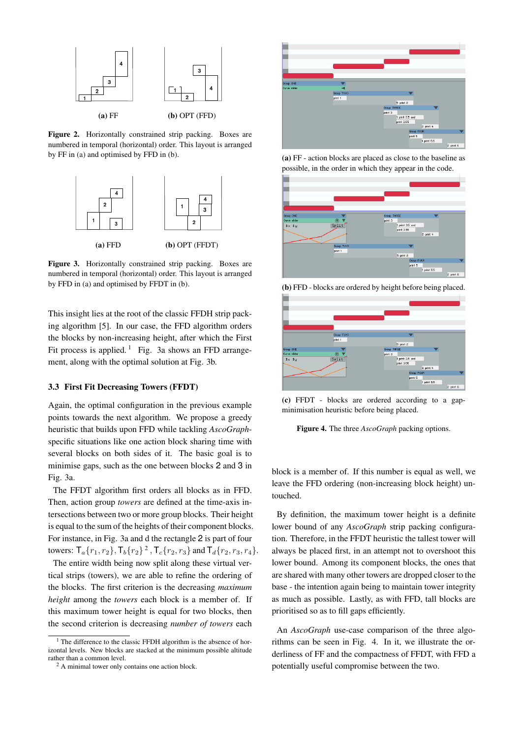(a) FF (b) OPT (FFD)

**Figure 2.** Horizontally constrained strip packing. Boxes are numbered in temporal (horizontal) order. This layout is arranged by FF in (a) and optimised by FFD in (b).

(a) FFD (b) OPT (FFDT)

**Figure 3.** Horizontally constrained strip packing. Boxes are numbered in temporal (horizontal) order. This layout is arranged by FFD in (a) and optimised by FFDT in (b).

This insight lies at the root of the classic FFDH strip packing algorithm [5]. In our case, the FFD algorithm orders the blocks by non-increasing height, after which the First Fit process is applied. [1] Fig. 3a shows an FFD arrangement, along with the optimal solution at Fig. 3b.

### 3.3 First Fit Decreasing Towers (FFDT)

Again, the optimal configuration in the previous example points towards the next algorithm. We propose a greedy heuristic that builds upon FFD while tackling *AscoGraph*-specific situations like one action block sharing time with several blocks on both sides of it. The basic goal is to minimise gaps, such as the one between blocks 2 and 3 in Fig. 3a.

The FFDT algorithm first orders all blocks as in FFD. Then, action group *towers* are defined at the time-axis intersections between two or more group blocks. Their height is equal to the sum of the heights of their component blocks. For instance, in Fig. 3a and d the rectangle 2 is part of four towers: $\mathsf{T}_a\{r_1, r_2\}$, $\mathsf{T}_b\{r_2\}$ [2], $\mathsf{T}_c\{r_2, r_3\}$ and $\mathsf{T}_d\{r_2, r_3, r_4\}$.

The entire width being now split along these virtual vertical strips (towers), we are able to refine the ordering of the blocks. The first criterion is the decreasing *maximum height* among the *towers* each block is a member of. If this maximum tower height is equal for two blocks, then the second criterion is decreasing *number of towers* each block is a member of. If this number is equal as well, we leave the FFD ordering (non-increasing block height) untouched.

By definition, the maximum tower height is a definite lower bound of any *AscoGraph* strip packing configuration. Therefore, in the FFDT heuristic the tallest tower will always be placed first, in an attempt not to overshoot this lower bound. Among its component blocks, the ones that are shared with many other towers are dropped closer to the base - the intention again being to maintain tower integrity as much as possible. Lastly, as with FFD, tall blocks are prioritised so as to fill gaps efficiently.

An *AscoGraph* use-case comparison of the three algorithms can be seen in Fig. 4. In it, we illustrate the orderliness of FF and the compactness of FFDT, with FFD a potentially useful compromise between the two.

**(a)** FF - action blocks are placed as close to the baseline as possible, in the order in which they appear in the code.

**(b)** FFD - blocks are ordered by height before being placed.

**(c)** FFDT - blocks are ordered according to a gap-minimisation heuristic before being placed.

**Figure 4.** The three *AscoGraph* packing options.

---

[1] The difference to the classic FFDH algorithm is the absence of horizontal levels. New blocks are stacked at the minimum possible altitude rather than a common level.

[2] A minimal tower only contains one action block.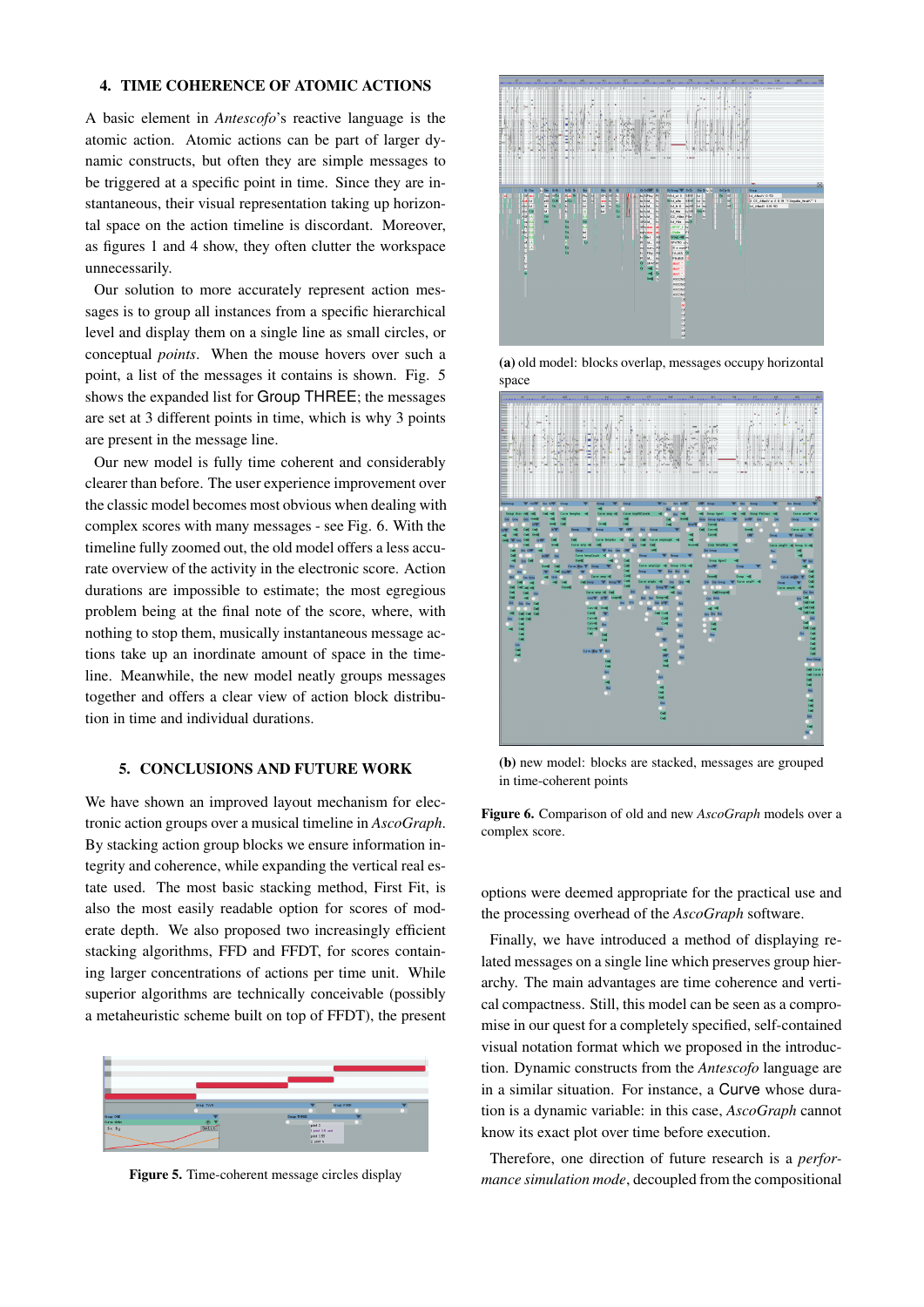## 4. TIME COHERENCE OF ATOMIC ACTIONS

A basic element in *Antescofo*'s reactive language is the atomic action. Atomic actions can be part of larger dynamic constructs, but often they are simple messages to be triggered at a specific point in time. Since they are instantaneous, their visual representation taking up horizontal space on the action timeline is discordant. Moreover, as figures 1 and 4 show, they often clutter the workspace unnecessarily.

Our solution to more accurately represent action messages is to group all instances from a specific hierarchical level and display them on a single line as small circles, or conceptual *points*. When the mouse hovers over such a point, a list of the messages it contains is shown. Fig. 5 shows the expanded list for Group THREE; the messages are set at 3 different points in time, which is why 3 points are present in the message line.

Our new model is fully time coherent and considerably clearer than before. The user experience improvement over the classic model becomes most obvious when dealing with complex scores with many messages - see Fig. 6. With the timeline fully zoomed out, the old model offers a less accurate overview of the activity in the electronic score. Action durations are impossible to estimate; the most egregious problem being at the final note of the score, where, with nothing to stop them, musically instantaneous message actions take up an inordinate amount of space in the timeline. Meanwhile, the new model neatly groups messages together and offers a clear view of action block distribution in time and individual durations.

Figure 5. Time-coherent message circles display

(a) old model: blocks overlap, messages occupy horizontal space

(b) new model: blocks are stacked, messages are grouped in time-coherent points

**Figure 6.** Comparison of old and new *AscoGraph* models over a complex score.

## 5. CONCLUSIONS AND FUTURE WORK

We have shown an improved layout mechanism for electronic action groups over a musical timeline in *AscoGraph*. By stacking action group blocks we ensure information integrity and coherence, while expanding the vertical real estate used. The most basic stacking method, First Fit, is also the most easily readable option for scores of moderate depth. We also proposed two increasingly efficient stacking algorithms, FFD and FFDT, for scores containing larger concentrations of actions per time unit. While superior algorithms are technically conceivable (possibly a metaheuristic scheme built on top of FFDT), the present options were deemed appropriate for the practical use and the processing overhead of the *AscoGraph* software.

Finally, we have introduced a method of displaying related messages on a single line which preserves group hierarchy. The main advantages are time coherence and vertical compactness. Still, this model can be seen as a compromise in our quest for a completely specified, self-contained visual notation format which we proposed in the introduction. Dynamic constructs from the *Antescofo* language are in a similar situation. For instance, a Curve whose duration is a dynamic variable: in this case, *AscoGraph* cannot know its exact plot over time before execution.

Therefore, one direction of future research is a *performance simulation mode*, decoupled from the compositional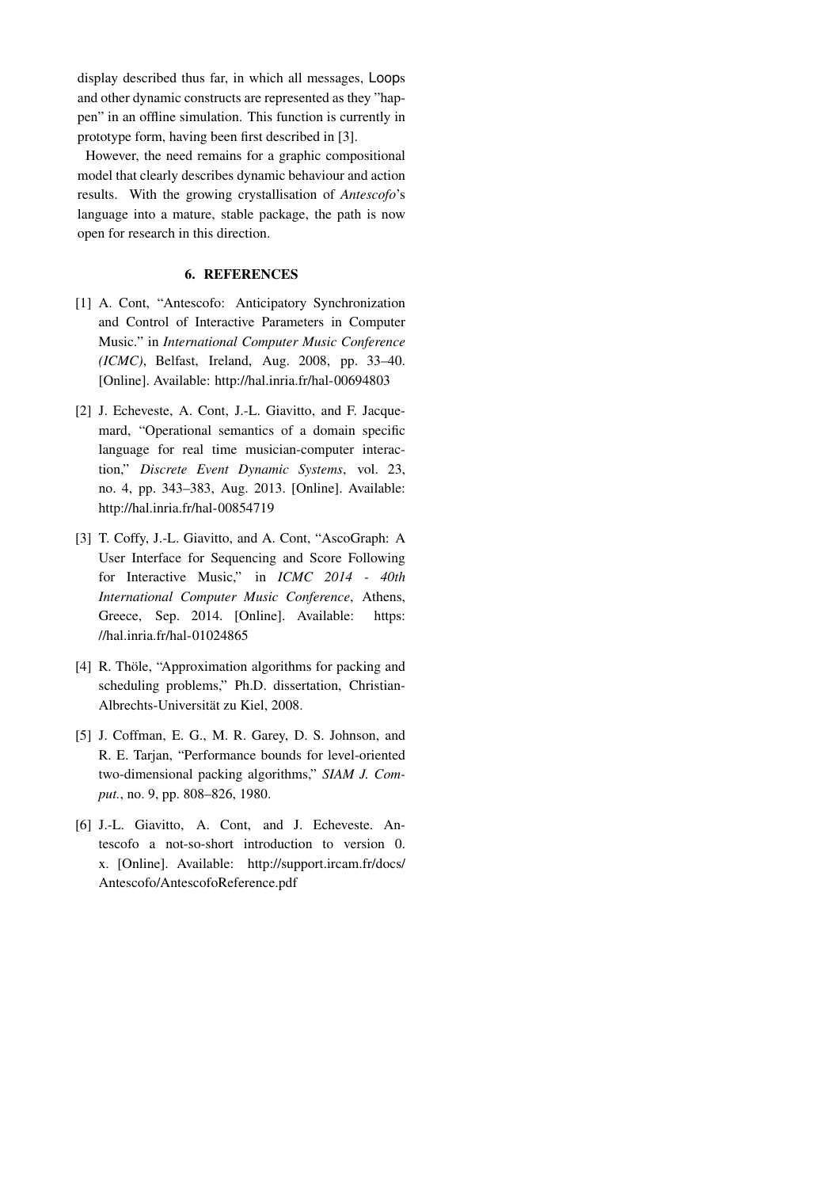display described thus far, in which all messages, Loops and other dynamic constructs are represented as they "happen" in an offline simulation. This function is currently in prototype form, having been first described in [3].

However, the need remains for a graphic compositional model that clearly describes dynamic behaviour and action results. With the growing crystallisation of *Antescofo*'s language into a mature, stable package, the path is now open for research in this direction.

## 6. REFERENCES

[1] A. Cont, "Antescofo: Anticipatory Synchronization and Control of Interactive Parameters in Computer Music." in *International Computer Music Conference (ICMC)*, Belfast, Ireland, Aug. 2008, pp. 33–40. [Online]. Available: http://hal.inria.fr/hal-00694803

[2] J. Echeveste, A. Cont, J.-L. Giavitto, and F. Jacquemard, "Operational semantics of a domain specific language for real time musician-computer interaction," *Discrete Event Dynamic Systems*, vol. 23, no. 4, pp. 343–383, Aug. 2013. [Online]. Available: http://hal.inria.fr/hal-00854719

[3] T. Coffy, J.-L. Giavitto, and A. Cont, "AscoGraph: A User Interface for Sequencing and Score Following for Interactive Music," in *ICMC 2014 - 40th International Computer Music Conference*, Athens, Greece, Sep. 2014. [Online]. Available: https://hal.inria.fr/hal-01024865

[4] R. Thöle, "Approximation algorithms for packing and scheduling problems," Ph.D. dissertation, Christian-Albrechts-Universität zu Kiel, 2008.

[5] J. Coffman, E. G., M. R. Garey, D. S. Johnson, and R. E. Tarjan, "Performance bounds for level-oriented two-dimensional packing algorithms," *SIAM J. Comput.*, no. 9, pp. 808–826, 1980.

[6] J.-L. Giavitto, A. Cont, and J. Echeveste. Antescofo a not-so-short introduction to version 0. x. [Online]. Available: http://support.ircam.fr/docs/Antescofo/AntescofoReference.pdf